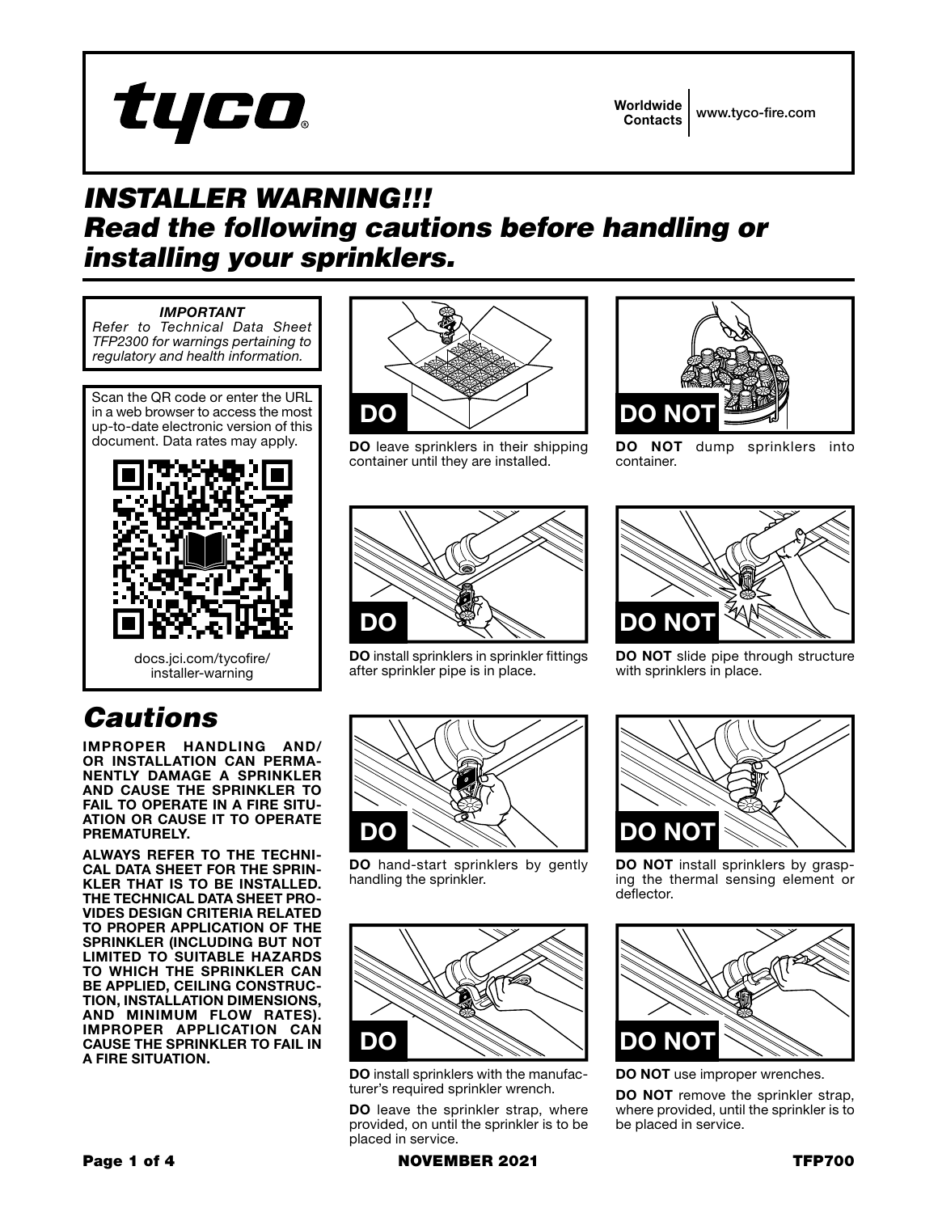tyco

Worldwide Contacts | www.tyco-fire.com

# *INSTALLER WARNING!!!*
# *Read the following cautions before handling or installing your sprinklers.*

***IMPORTANT***
*Refer to Technical Data Sheet TFP2300 for warnings pertaining to regulatory and health information.*

Scan the QR code or enter the URL in a web browser to access the most up-to-date electronic version of this document. Data rates may apply.

docs.jci.com/tycofire/installer-warning

## *Cautions*

**IMPROPER HANDLING AND/OR INSTALLATION CAN PERMANENTLY DAMAGE A SPRINKLER AND CAUSE THE SPRINKLER TO FAIL TO OPERATE IN A FIRE SITUATION OR CAUSE IT TO OPERATE PREMATURELY.**

**ALWAYS REFER TO THE TECHNICAL DATA SHEET FOR THE SPRINKLER THAT IS TO BE INSTALLED. THE TECHNICAL DATA SHEET PROVIDES DESIGN CRITERIA RELATED TO PROPER APPLICATION OF THE SPRINKLER (INCLUDING BUT NOT LIMITED TO SUITABLE HAZARDS TO WHICH THE SPRINKLER CAN BE APPLIED, CEILING CONSTRUCTION, INSTALLATION DIMENSIONS, AND MINIMUM FLOW RATES). IMPROPER APPLICATION CAN CAUSE THE SPRINKLER TO FAIL IN A FIRE SITUATION.**

**DO**

**DO** leave sprinklers in their shipping container until they are installed.

**DO NOT**

**DO NOT** dump sprinklers into container.

**DO**

**DO** install sprinklers in sprinkler fittings after sprinkler pipe is in place.

**DO NOT**

**DO NOT** slide pipe through structure with sprinklers in place.

**DO**

**DO** hand-start sprinklers by gently handling the sprinkler.

**DO NOT**

**DO NOT** install sprinklers by grasping the thermal sensing element or deflector.

**DO**

**DO** install sprinklers with the manufacturer's required sprinkler wrench.

**DO** leave the sprinkler strap, where provided, on until the sprinkler is to be placed in service.

**DO NOT**

**DO NOT** use improper wrenches.

**DO NOT** remove the sprinkler strap, where provided, until the sprinkler is to be placed in service.

NOVEMBER 2021

TFP700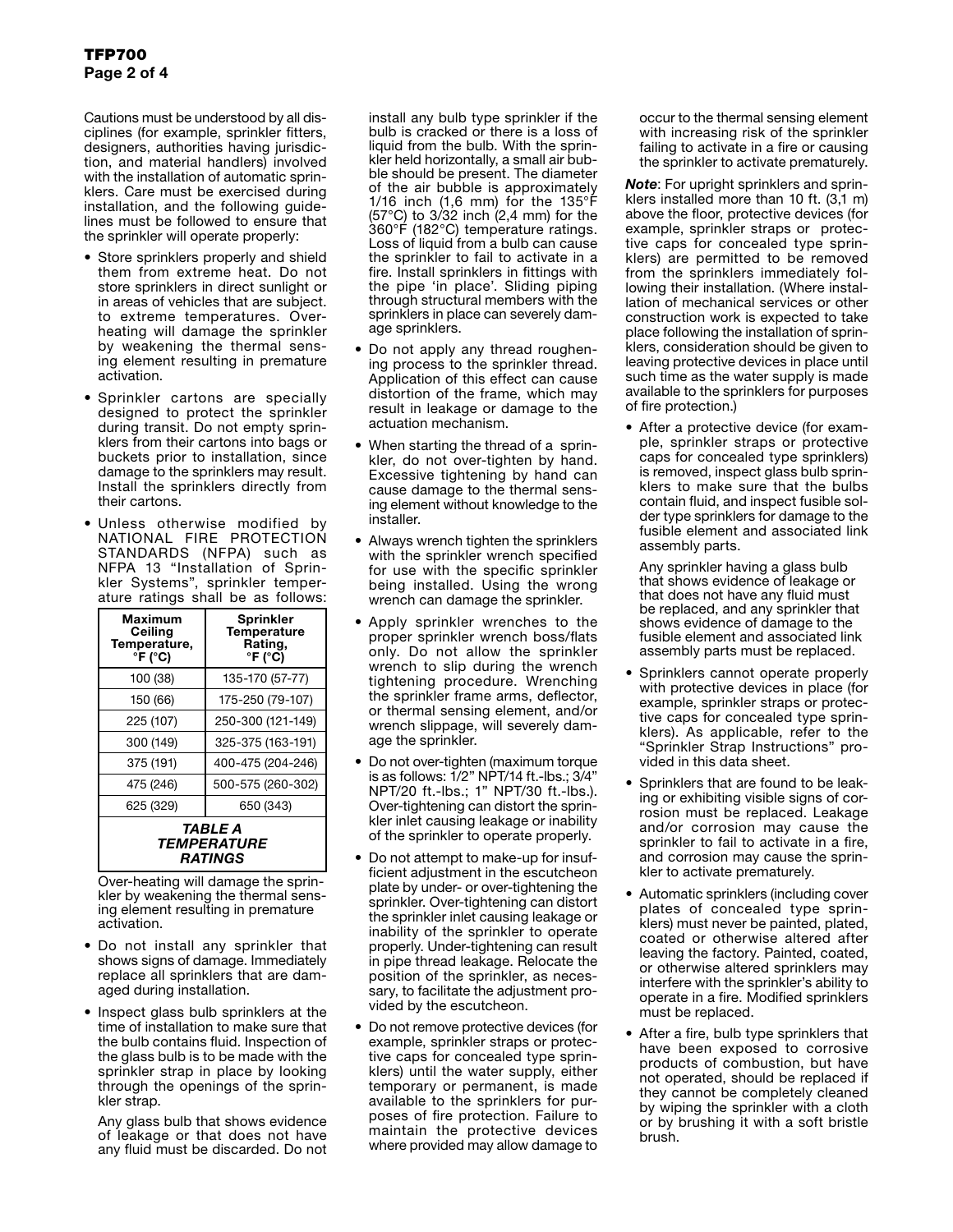Cautions must be understood by all disciplines (for example, sprinkler fitters, designers, authorities having jurisdiction, and material handlers) involved with the installation of automatic sprinklers. Care must be exercised during installation, and the following guidelines must be followed to ensure that the sprinkler will operate properly:

- Store sprinklers properly and shield them from extreme heat. Do not store sprinklers in direct sunlight or in areas of vehicles that are subject. to extreme temperatures. Overheating will damage the sprinkler by weakening the thermal sensing element resulting in premature activation.
- Sprinkler cartons are specially designed to protect the sprinkler during transit. Do not empty sprinklers from their cartons into bags or buckets prior to installation, since damage to the sprinklers may result. Install the sprinklers directly from their cartons.
- Unless otherwise modified by NATIONAL FIRE PROTECTION STANDARDS (NFPA) such as NFPA 13 "Installation of Sprinkler Systems", sprinkler temperature ratings shall be as follows:

| Maximum Ceiling Temperature, °F (°C) | Sprinkler Temperature Rating, °F (°C) |
|---|---|
| 100 (38) | 135-170 (57-77) |
| 150 (66) | 175-250 (79-107) |
| 225 (107) | 250-300 (121-149) |
| 300 (149) | 325-375 (163-191) |
| 375 (191) | 400-475 (204-246) |
| 475 (246) | 500-575 (260-302) |
| 625 (329) | 650 (343) |

***TABLE A TEMPERATURE RATINGS***

Over-heating will damage the sprinkler by weakening the thermal sensing element resulting in premature activation.

- Do not install any sprinkler that shows signs of damage. Immediately replace all sprinklers that are damaged during installation.
- Inspect glass bulb sprinklers at the time of installation to make sure that the bulb contains fluid. Inspection of the glass bulb is to be made with the sprinkler strap in place by looking through the openings of the sprinkler strap.

  Any glass bulb that shows evidence of leakage or that does not have any fluid must be discarded. Do not install any bulb type sprinkler if the bulb is cracked or there is a loss of liquid from the bulb. With the sprinkler held horizontally, a small air bubble should be present. The diameter of the air bubble is approximately 1/16 inch (1,6 mm) for the 135°F (57°C) to 3/32 inch (2,4 mm) for the 360°F (182°C) temperature ratings. Loss of liquid from a bulb can cause the sprinkler to fail to activate in a fire. Install sprinklers in fittings with the pipe 'in place'. Sliding piping through structural members with the sprinklers in place can severely damage sprinklers.
- Do not apply any thread roughening process to the sprinkler thread. Application of this effect can cause distortion of the frame, which may result in leakage or damage to the actuation mechanism.
- When starting the thread of a sprinkler, do not over-tighten by hand. Excessive tightening by hand can cause damage to the thermal sensing element without knowledge to the installer.
- Always wrench tighten the sprinklers with the sprinkler wrench specified for use with the specific sprinkler being installed. Using the wrong wrench can damage the sprinkler.
- Apply sprinkler wrenches to the proper sprinkler wrench boss/flats only. Do not allow the sprinkler wrench to slip during the wrench tightening procedure. Wrenching the sprinkler frame arms, deflector, or thermal sensing element, and/or wrench slippage, will severely damage the sprinkler.
- Do not over-tighten (maximum torque is as follows: 1/2" NPT/14 ft.-lbs.; 3/4" NPT/20 ft.-lbs.; 1" NPT/30 ft.-lbs.). Over-tightening can distort the sprinkler inlet causing leakage or inability of the sprinkler to operate properly.
- Do not attempt to make-up for insufficient adjustment in the escutcheon plate by under- or over-tightening the sprinkler. Over-tightening can distort the sprinkler inlet causing leakage or inability of the sprinkler to operate properly. Under-tightening can result in pipe thread leakage. Relocate the position of the sprinkler, as necessary, to facilitate the adjustment provided by the escutcheon.
- Do not remove protective devices (for example, sprinkler straps or protective caps for concealed type sprinklers) until the water supply, either temporary or permanent, is made available to the sprinklers for purposes of fire protection. Failure to maintain the protective devices where provided may allow damage to occur to the thermal sensing element with increasing risk of the sprinkler failing to activate in a fire or causing the sprinkler to activate prematurely.

***Note***: For upright sprinklers and sprinklers installed more than 10 ft. (3,1 m) above the floor, protective devices (for example, sprinkler straps or protective caps for concealed type sprinklers) are permitted to be removed from the sprinklers immediately following their installation. (Where installation of mechanical services or other construction work is expected to take place following the installation of sprinklers, consideration should be given to leaving protective devices in place until such time as the water supply is made available to the sprinklers for purposes of fire protection.)

- After a protective device (for example, sprinkler straps or protective caps for concealed type sprinklers) is removed, inspect glass bulb sprinklers to make sure that the bulbs contain fluid, and inspect fusible solder type sprinklers for damage to the fusible element and associated link assembly parts.

  Any sprinkler having a glass bulb that shows evidence of leakage or that does not have any fluid must be replaced, and any sprinkler that shows evidence of damage to the fusible element and associated link assembly parts must be replaced.
- Sprinklers cannot operate properly with protective devices in place (for example, sprinkler straps or protective caps for concealed type sprinklers). As applicable, refer to the "Sprinkler Strap Instructions" provided in this data sheet.
- Sprinklers that are found to be leaking or exhibiting visible signs of corrosion must be replaced. Leakage and/or corrosion may cause the sprinkler to fail to activate in a fire, and corrosion may cause the sprinkler to activate prematurely.
- Automatic sprinklers (including cover plates of concealed type sprinklers) must never be painted, plated, coated or otherwise altered after leaving the factory. Painted, coated, or otherwise altered sprinklers may interfere with the sprinkler's ability to operate in a fire. Modified sprinklers must be replaced.
- After a fire, bulb type sprinklers that have been exposed to corrosive products of combustion, but have not operated, should be replaced if they cannot be completely cleaned by wiping the sprinkler with a cloth or by brushing it with a soft bristle brush.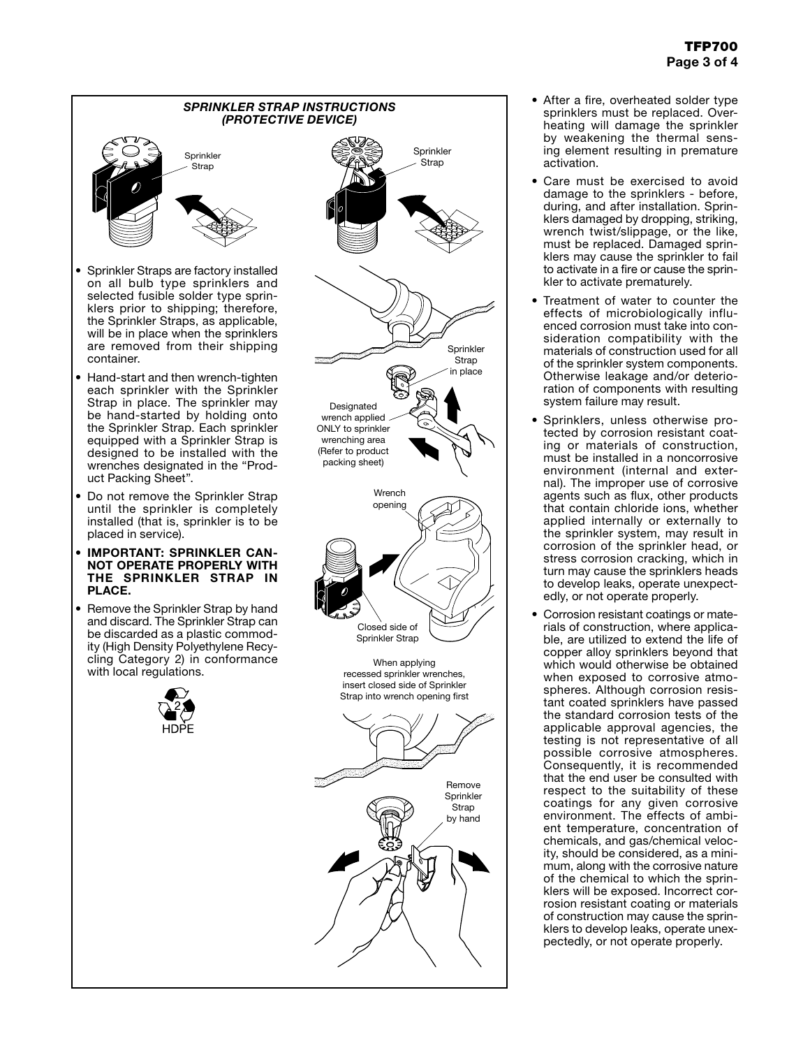## *SPRINKLER STRAP INSTRUCTIONS (PROTECTIVE DEVICE)*

Sprinkler Strap

Sprinkler Strap

- Sprinkler Straps are factory installed on all bulb type sprinklers and selected fusible solder type sprinklers prior to shipping; therefore, the Sprinkler Straps, as applicable, will be in place when the sprinklers are removed from their shipping container.
- Hand-start and then wrench-tighten each sprinkler with the Sprinkler Strap in place. The sprinkler may be hand-started by holding onto the Sprinkler Strap. Each sprinkler equipped with a Sprinkler Strap is designed to be installed with the wrenches designated in the "Product Packing Sheet".
- Do not remove the Sprinkler Strap until the sprinkler is completely installed (that is, sprinkler is to be placed in service).
- **IMPORTANT: SPRINKLER CANNOT OPERATE PROPERLY WITH THE SPRINKLER STRAP IN PLACE.**
- Remove the Sprinkler Strap by hand and discard. The Sprinkler Strap can be discarded as a plastic commodity (High Density Polyethylene Recycling Category 2) in conformance with local regulations.

2 HDPE

Sprinkler Strap in place

Designated wrench applied ONLY to sprinkler wrenching area (Refer to product packing sheet)

Wrench opening

Closed side of Sprinkler Strap

When applying recessed sprinkler wrenches, insert closed side of Sprinkler Strap into wrench opening first

Remove Sprinkler Strap by hand

- After a fire, overheated solder type sprinklers must be replaced. Overheating will damage the sprinkler by weakening the thermal sensing element resulting in premature activation.
- Care must be exercised to avoid damage to the sprinklers - before, during, and after installation. Sprinklers damaged by dropping, striking, wrench twist/slippage, or the like, must be replaced. Damaged sprinklers may cause the sprinkler to fail to activate in a fire or cause the sprinkler to activate prematurely.
- Treatment of water to counter the effects of microbiologically influenced corrosion must take into consideration compatibility with the materials of construction used for all of the sprinkler system components. Otherwise leakage and/or deterioration of components with resulting system failure may result.
- Sprinklers, unless otherwise protected by corrosion resistant coating or materials of construction, must be installed in a noncorrosive environment (internal and external). The improper use of corrosive agents such as flux, other products that contain chloride ions, whether applied internally or externally to the sprinkler system, may result in corrosion of the sprinkler head, or stress corrosion cracking, which in turn may cause the sprinklers heads to develop leaks, operate unexpectedly, or not operate properly.
- Corrosion resistant coatings or materials of construction, where applicable, are utilized to extend the life of copper alloy sprinklers beyond that which would otherwise be obtained when exposed to corrosive atmospheres. Although corrosion resistant coated sprinklers have passed the standard corrosion tests of the applicable approval agencies, the testing is not representative of all possible corrosive atmospheres. Consequently, it is recommended that the end user be consulted with respect to the suitability of these coatings for any given corrosive environment. The effects of ambient temperature, concentration of chemicals, and gas/chemical velocity, should be considered, as a minimum, along with the corrosive nature of the chemical to which the sprinklers will be exposed. Incorrect corrosion resistant coating or materials of construction may cause the sprinklers to develop leaks, operate unexpectedly, or not operate properly.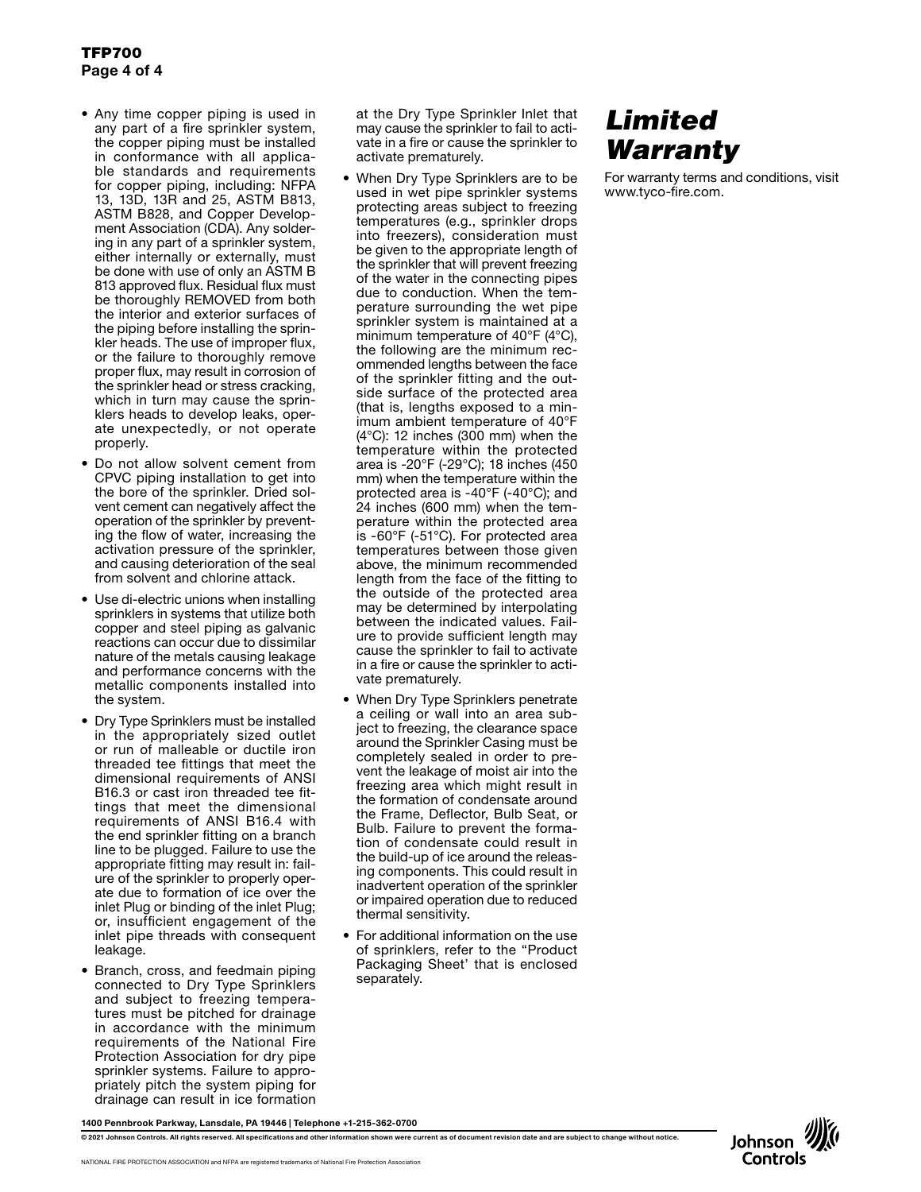- Any time copper piping is used in any part of a fire sprinkler system, the copper piping must be installed in conformance with all applicable standards and requirements for copper piping, including: NFPA 13, 13D, 13R and 25, ASTM B813, ASTM B828, and Copper Development Association (CDA). Any soldering in any part of a sprinkler system, either internally or externally, must be done with use of only an ASTM B 813 approved flux. Residual flux must be thoroughly REMOVED from both the interior and exterior surfaces of the piping before installing the sprinkler heads. The use of improper flux, or the failure to thoroughly remove proper flux, may result in corrosion of the sprinkler head or stress cracking, which in turn may cause the sprinklers heads to develop leaks, operate unexpectedly, or not operate properly.
- Do not allow solvent cement from CPVC piping installation to get into the bore of the sprinkler. Dried solvent cement can negatively affect the operation of the sprinkler by preventing the flow of water, increasing the activation pressure of the sprinkler, and causing deterioration of the seal from solvent and chlorine attack.
- Use di-electric unions when installing sprinklers in systems that utilize both copper and steel piping as galvanic reactions can occur due to dissimilar nature of the metals causing leakage and performance concerns with the metallic components installed into the system.
- Dry Type Sprinklers must be installed in the appropriately sized outlet or run of malleable or ductile iron threaded tee fittings that meet the dimensional requirements of ANSI B16.3 or cast iron threaded tee fittings that meet the dimensional requirements of ANSI B16.4 with the end sprinkler fitting on a branch line to be plugged. Failure to use the appropriate fitting may result in: failure of the sprinkler to properly operate due to formation of ice over the inlet Plug or binding of the inlet Plug; or, insufficient engagement of the inlet pipe threads with consequent leakage.
- Branch, cross, and feedmain piping connected to Dry Type Sprinklers and subject to freezing temperatures must be pitched for drainage in accordance with the minimum requirements of the National Fire Protection Association for dry pipe sprinkler systems. Failure to appropriately pitch the system piping for drainage can result in ice formation at the Dry Type Sprinkler Inlet that may cause the sprinkler to fail to activate in a fire or cause the sprinkler to activate prematurely.
- When Dry Type Sprinklers are to be used in wet pipe sprinkler systems protecting areas subject to freezing temperatures (e.g., sprinkler drops into freezers), consideration must be given to the appropriate length of the sprinkler that will prevent freezing of the water in the connecting pipes due to conduction. When the temperature surrounding the wet pipe sprinkler system is maintained at a minimum temperature of 40°F (4°C), the following are the minimum recommended lengths between the face of the sprinkler fitting and the outside surface of the protected area (that is, lengths exposed to a minimum ambient temperature of 40°F (4°C): 12 inches (300 mm) when the temperature within the protected area is -20°F (-29°C); 18 inches (450 mm) when the temperature within the protected area is -40°F (-40°C); and 24 inches (600 mm) when the temperature within the protected area is -60°F (-51°C). For protected area temperatures between those given above, the minimum recommended length from the face of the fitting to the outside of the protected area may be determined by interpolating between the indicated values. Failure to provide sufficient length may cause the sprinkler to fail to activate in a fire or cause the sprinkler to activate prematurely.
- When Dry Type Sprinklers penetrate a ceiling or wall into an area subject to freezing, the clearance space around the Sprinkler Casing must be completely sealed in order to prevent the leakage of moist air into the freezing area which might result in the formation of condensate around the Frame, Deflector, Bulb Seat, or Bulb. Failure to prevent the formation of condensate could result in the build-up of ice around the releasing components. This could result in inadvertent operation of the sprinkler or impaired operation due to reduced thermal sensitivity.
- For additional information on the use of sprinklers, refer to the "Product Packaging Sheet' that is enclosed separately.

# *Limited Warranty*

For warranty terms and conditions, visit www.tyco-fire.com.

1400 Pennbrook Parkway, Lansdale, PA 19446 | Telephone +1-215-362-0700

© 2021 Johnson Controls. All rights reserved. All specifications and other information shown were current as of document revision date and are subject to change without notice.

NATIONAL FIRE PROTECTION ASSOCIATION and NFPA are registered trademarks of National Fire Protection Association